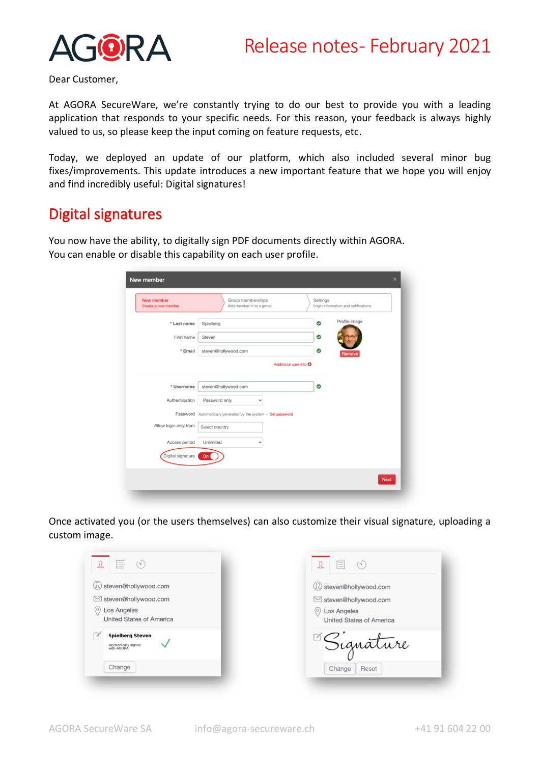# Release notes- February 2021

Dear Customer,

At AGORA SecureWare, we're constantly trying to do our best to provide you with a leading application that responds to your specific needs. For this reason, your feedback is always highly valued to us, so please keep the input coming on feature requests, etc.

Today, we deployed an update of our platform, which also included several minor bug fixes/improvements. This update introduces a new important feature that we hope you will enjoy and find incredibly useful: Digital signatures!

## Digital signatures

You now have the ability, to digitally sign PDF documents directly within AGORA.
You can enable or disable this capability on each user profile.

Once activated you (or the users themselves) can also customize their visual signature, uploading a custom image.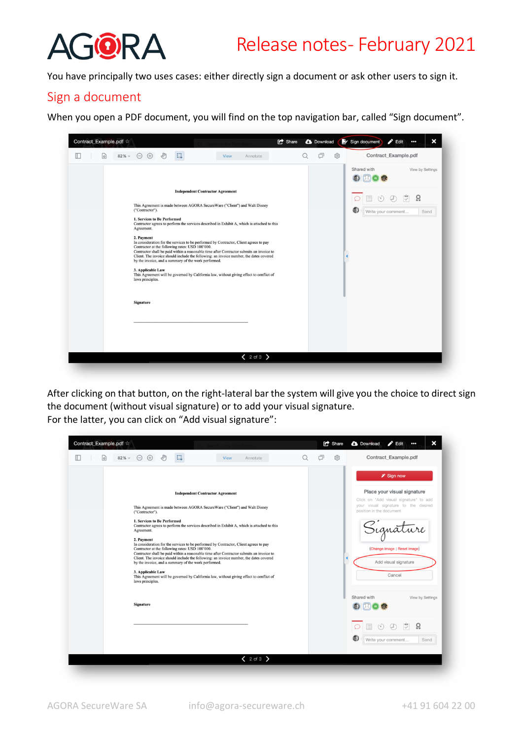You have principally two uses cases: either directly sign a document or ask other users to sign it.

## Sign a document

When you open a PDF document, you will find on the top navigation bar, called "Sign document".

After clicking on that button, on the right-lateral bar the system will give you the choice to direct sign the document (without visual signature) or to add your visual signature.
For the latter, you can click on "Add visual signature":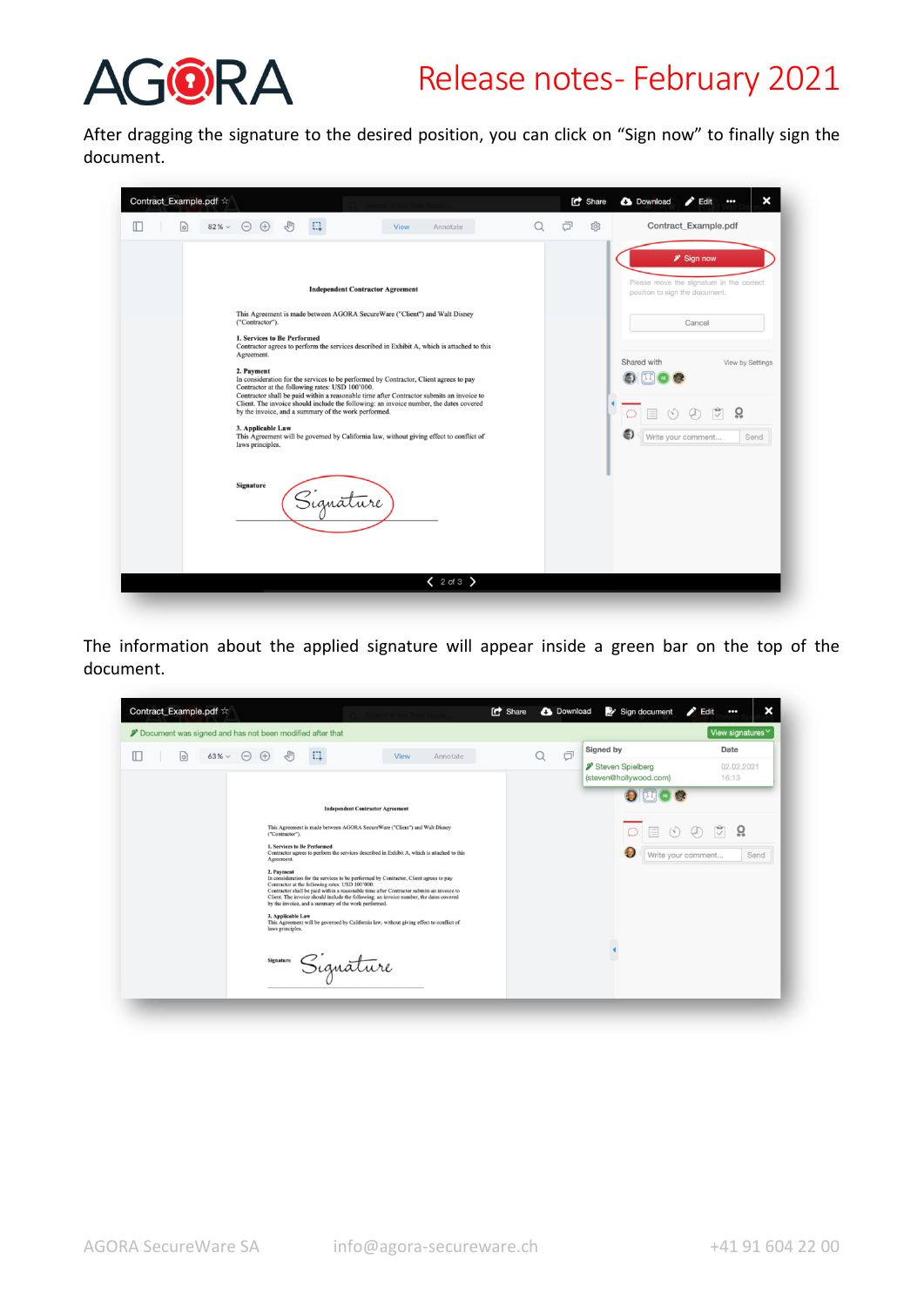After dragging the signature to the desired position, you can click on "Sign now" to finally sign the document.

The information about the applied signature will appear inside a green bar on the top of the document.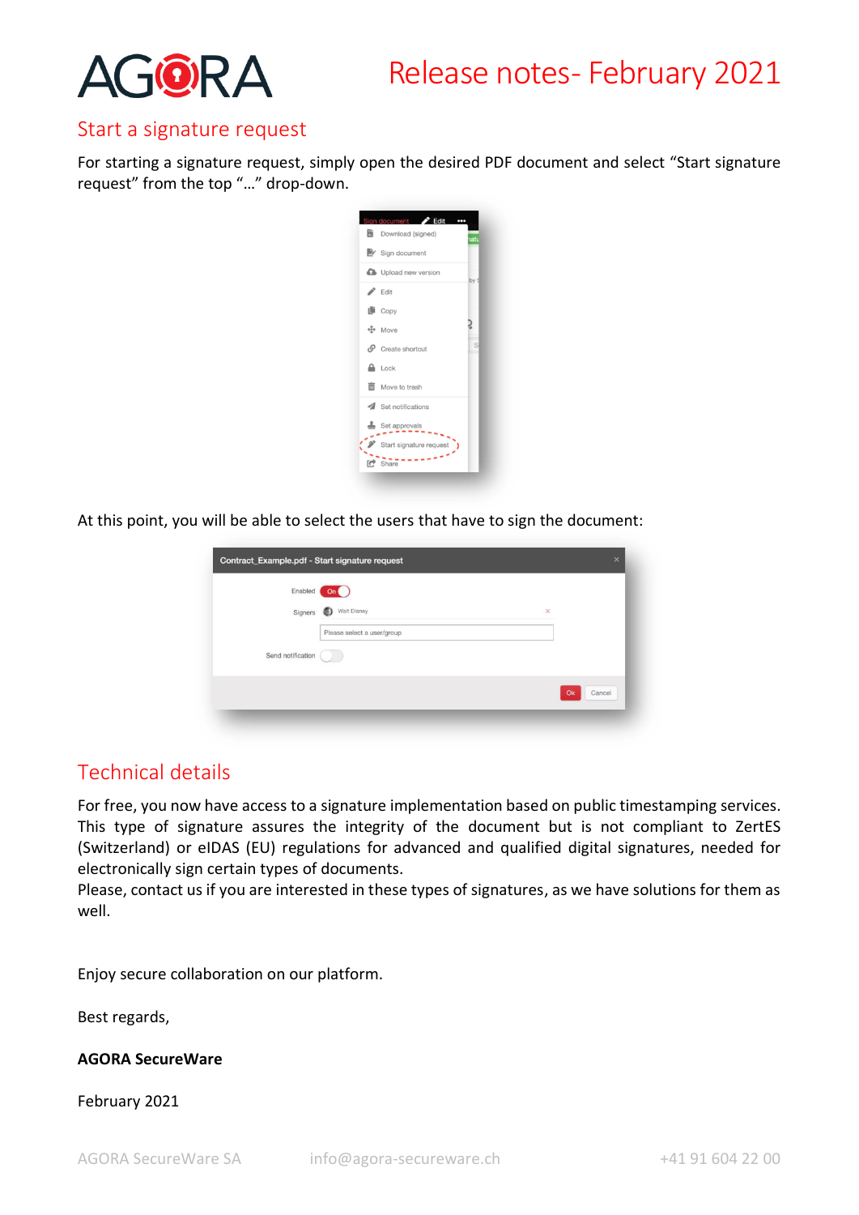# Release notes- February 2021

## Start a signature request

For starting a signature request, simply open the desired PDF document and select "Start signature request" from the top "…" drop-down.

At this point, you will be able to select the users that have to sign the document:

## Technical details

For free, you now have access to a signature implementation based on public timestamping services. This type of signature assures the integrity of the document but is not compliant to ZertES (Switzerland) or eIDAS (EU) regulations for advanced and qualified digital signatures, needed for electronically sign certain types of documents.
Please, contact us if you are interested in these types of signatures, as we have solutions for them as well.

Enjoy secure collaboration on our platform.

Best regards,

**AGORA SecureWare**

February 2021